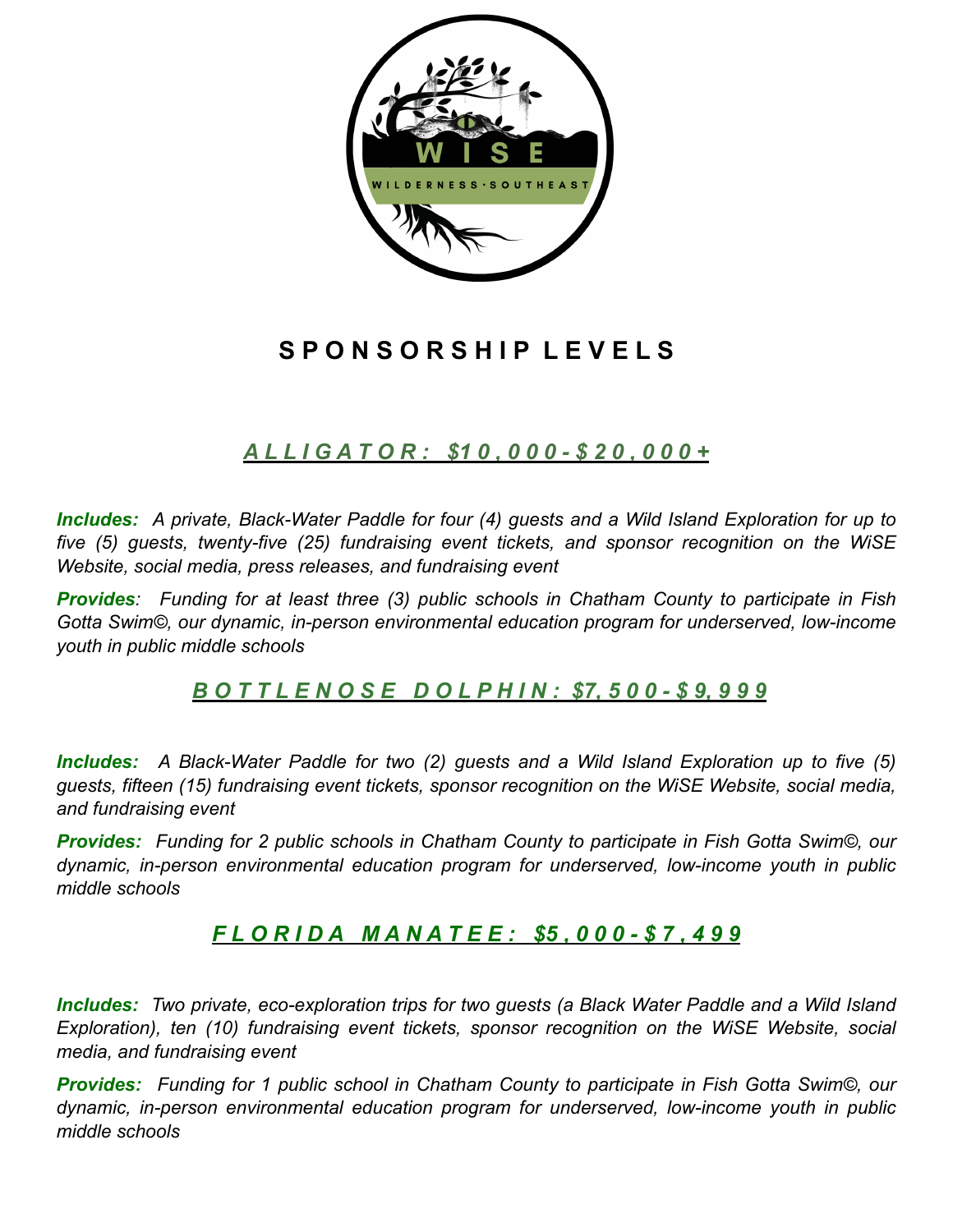# SPONSORSHIP LEVELS

## *ALLIGATOR: $10,000-$20,000+*

***Includes:*** *A private, Black-Water Paddle for four (4) guests and a Wild Island Exploration for up to five (5) guests, twenty-five (25) fundraising event tickets, and sponsor recognition on the WiSE Website, social media, press releases, and fundraising event*

***Provides****:* *Funding for at least three (3) public schools in Chatham County to participate in Fish Gotta Swim©, our dynamic, in-person environmental education program for underserved, low-income youth in public middle schools*

## *BOTTLENOSE DOLPHIN: $7,500-$9,999*

***Includes:*** *A Black-Water Paddle for two (2) guests and a Wild Island Exploration up to five (5) guests, fifteen (15) fundraising event tickets, sponsor recognition on the WiSE Website, social media, and fundraising event*

***Provides:*** *Funding for 2 public schools in Chatham County to participate in Fish Gotta Swim©, our dynamic, in-person environmental education program for underserved, low-income youth in public middle schools*

## *FLORIDA MANATEE: $5,000-$7,499*

***Includes:*** *Two private, eco-exploration trips for two guests (a Black Water Paddle and a Wild Island Exploration), ten (10) fundraising event tickets, sponsor recognition on the WiSE Website, social media, and fundraising event*

***Provides:*** *Funding for 1 public school in Chatham County to participate in Fish Gotta Swim©, our dynamic, in-person environmental education program for underserved, low-income youth in public middle schools*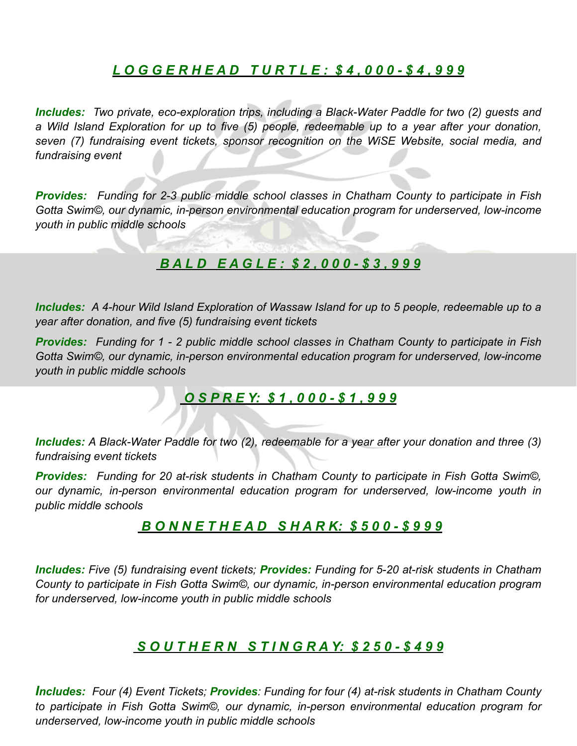## *LOGGERHEAD TURTLE: $4,000-$4,999*

***Includes:*** *Two private, eco-exploration trips, including a Black-Water Paddle for two (2) guests and a Wild Island Exploration for up to five (5) people, redeemable up to a year after your donation, seven (7) fundraising event tickets, sponsor recognition on the WiSE Website, social media, and fundraising event*

***Provides:*** *Funding for 2-3 public middle school classes in Chatham County to participate in Fish Gotta Swim©, our dynamic, in-person environmental education program for underserved, low-income youth in public middle schools*

## *BALD EAGLE: $2,000-$3,999*

***Includes:*** *A 4-hour Wild Island Exploration of Wassaw Island for up to 5 people, redeemable up to a year after donation, and five (5) fundraising event tickets*

***Provides:*** *Funding for 1 - 2 public middle school classes in Chatham County to participate in Fish Gotta Swim©, our dynamic, in-person environmental education program for underserved, low-income youth in public middle schools*

## *OSPREY: $1,000-$1,999*

***Includes:*** *A Black-Water Paddle for two (2), redeemable for a year after your donation and three (3) fundraising event tickets*

***Provides:*** *Funding for 20 at-risk students in Chatham County to participate in Fish Gotta Swim©, our dynamic, in-person environmental education program for underserved, low-income youth in public middle schools*

## *BONNETHEAD SHARK: $500-$999*

***Includes:*** *Five (5) fundraising event tickets;* ***Provides:*** *Funding for 5-20 at-risk students in Chatham County to participate in Fish Gotta Swim©, our dynamic, in-person environmental education program for underserved, low-income youth in public middle schools*

## *SOUTHERN STINGRAY: $250-$499*

***Includes:*** *Four (4) Event Tickets;* ***Provides****: Funding for four (4) at-risk students in Chatham County to participate in Fish Gotta Swim©, our dynamic, in-person environmental education program for underserved, low-income youth in public middle schools*